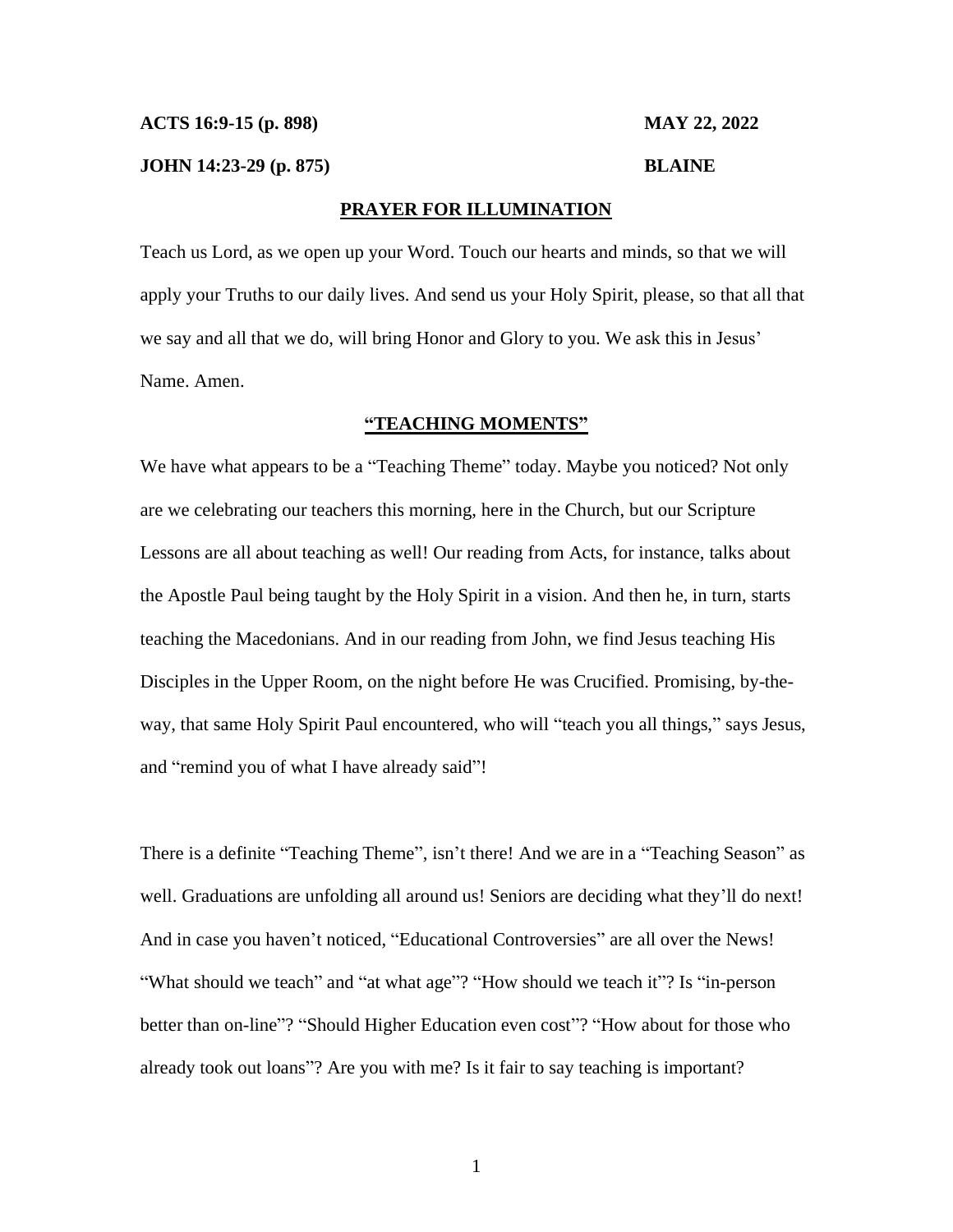**ACTS 16:9-15 (p. 898)** **MAY 22, 2022**

**JOHN 14:23-29 (p. 875)** **BLAINE**

## PRAYER FOR ILLUMINATION

Teach us Lord, as we open up your Word. Touch our hearts and minds, so that we will apply your Truths to our daily lives. And send us your Holy Spirit, please, so that all that we say and all that we do, will bring Honor and Glory to you. We ask this in Jesus' Name. Amen.

## "TEACHING MOMENTS"

We have what appears to be a "Teaching Theme" today. Maybe you noticed? Not only are we celebrating our teachers this morning, here in the Church, but our Scripture Lessons are all about teaching as well! Our reading from Acts, for instance, talks about the Apostle Paul being taught by the Holy Spirit in a vision. And then he, in turn, starts teaching the Macedonians. And in our reading from John, we find Jesus teaching His Disciples in the Upper Room, on the night before He was Crucified. Promising, by-the-way, that same Holy Spirit Paul encountered, who will "teach you all things," says Jesus, and "remind you of what I have already said"!

There is a definite "Teaching Theme", isn't there! And we are in a "Teaching Season" as well. Graduations are unfolding all around us! Seniors are deciding what they'll do next! And in case you haven't noticed, "Educational Controversies" are all over the News! "What should we teach" and "at what age"? "How should we teach it"? Is "in-person better than on-line"? "Should Higher Education even cost"? "How about for those who already took out loans"? Are you with me? Is it fair to say teaching is important?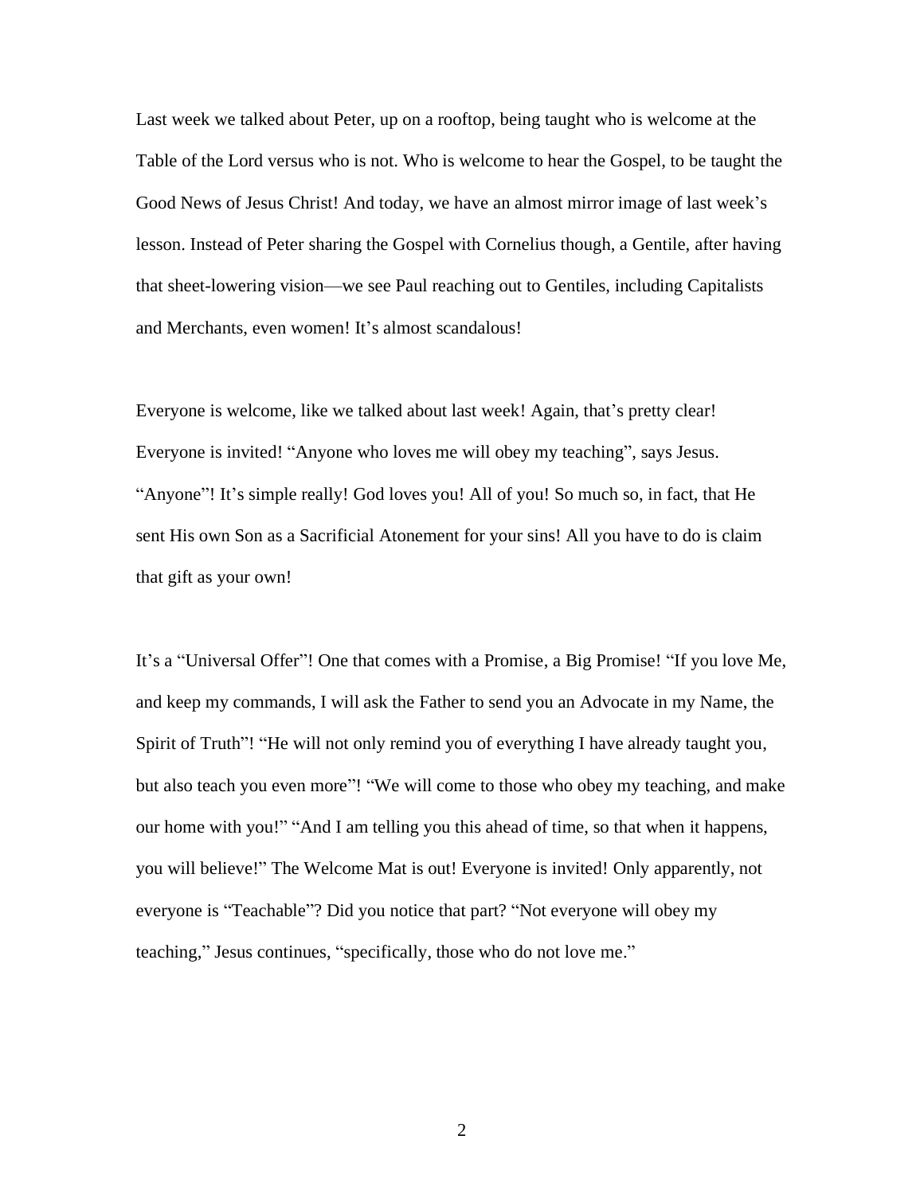Last week we talked about Peter, up on a rooftop, being taught who is welcome at the Table of the Lord versus who is not. Who is welcome to hear the Gospel, to be taught the Good News of Jesus Christ! And today, we have an almost mirror image of last week's lesson. Instead of Peter sharing the Gospel with Cornelius though, a Gentile, after having that sheet-lowering vision—we see Paul reaching out to Gentiles, including Capitalists and Merchants, even women! It's almost scandalous!

Everyone is welcome, like we talked about last week! Again, that's pretty clear! Everyone is invited! "Anyone who loves me will obey my teaching", says Jesus. "Anyone"! It's simple really! God loves you! All of you! So much so, in fact, that He sent His own Son as a Sacrificial Atonement for your sins! All you have to do is claim that gift as your own!

It's a "Universal Offer"! One that comes with a Promise, a Big Promise! "If you love Me, and keep my commands, I will ask the Father to send you an Advocate in my Name, the Spirit of Truth"! "He will not only remind you of everything I have already taught you, but also teach you even more"! "We will come to those who obey my teaching, and make our home with you!" "And I am telling you this ahead of time, so that when it happens, you will believe!" The Welcome Mat is out! Everyone is invited! Only apparently, not everyone is "Teachable"? Did you notice that part? "Not everyone will obey my teaching," Jesus continues, "specifically, those who do not love me."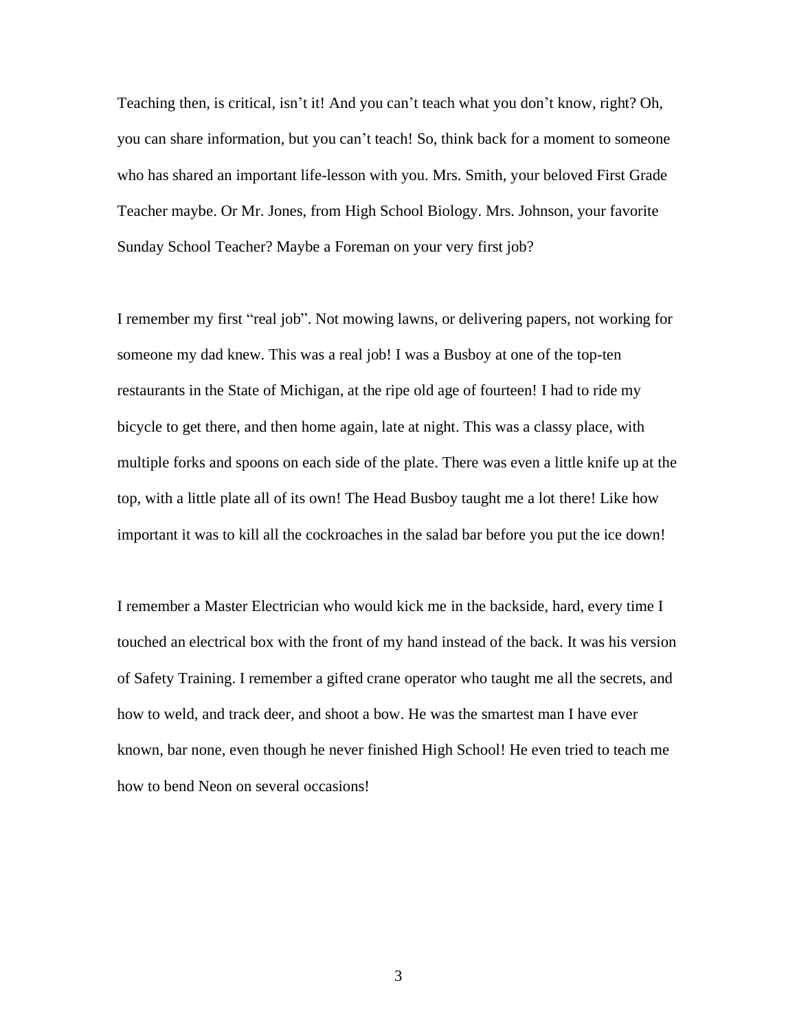Teaching then, is critical, isn't it! And you can't teach what you don't know, right? Oh, you can share information, but you can't teach! So, think back for a moment to someone who has shared an important life-lesson with you. Mrs. Smith, your beloved First Grade Teacher maybe. Or Mr. Jones, from High School Biology. Mrs. Johnson, your favorite Sunday School Teacher? Maybe a Foreman on your very first job?

I remember my first "real job". Not mowing lawns, or delivering papers, not working for someone my dad knew. This was a real job! I was a Busboy at one of the top-ten restaurants in the State of Michigan, at the ripe old age of fourteen! I had to ride my bicycle to get there, and then home again, late at night. This was a classy place, with multiple forks and spoons on each side of the plate. There was even a little knife up at the top, with a little plate all of its own! The Head Busboy taught me a lot there! Like how important it was to kill all the cockroaches in the salad bar before you put the ice down!

I remember a Master Electrician who would kick me in the backside, hard, every time I touched an electrical box with the front of my hand instead of the back. It was his version of Safety Training. I remember a gifted crane operator who taught me all the secrets, and how to weld, and track deer, and shoot a bow. He was the smartest man I have ever known, bar none, even though he never finished High School! He even tried to teach me how to bend Neon on several occasions!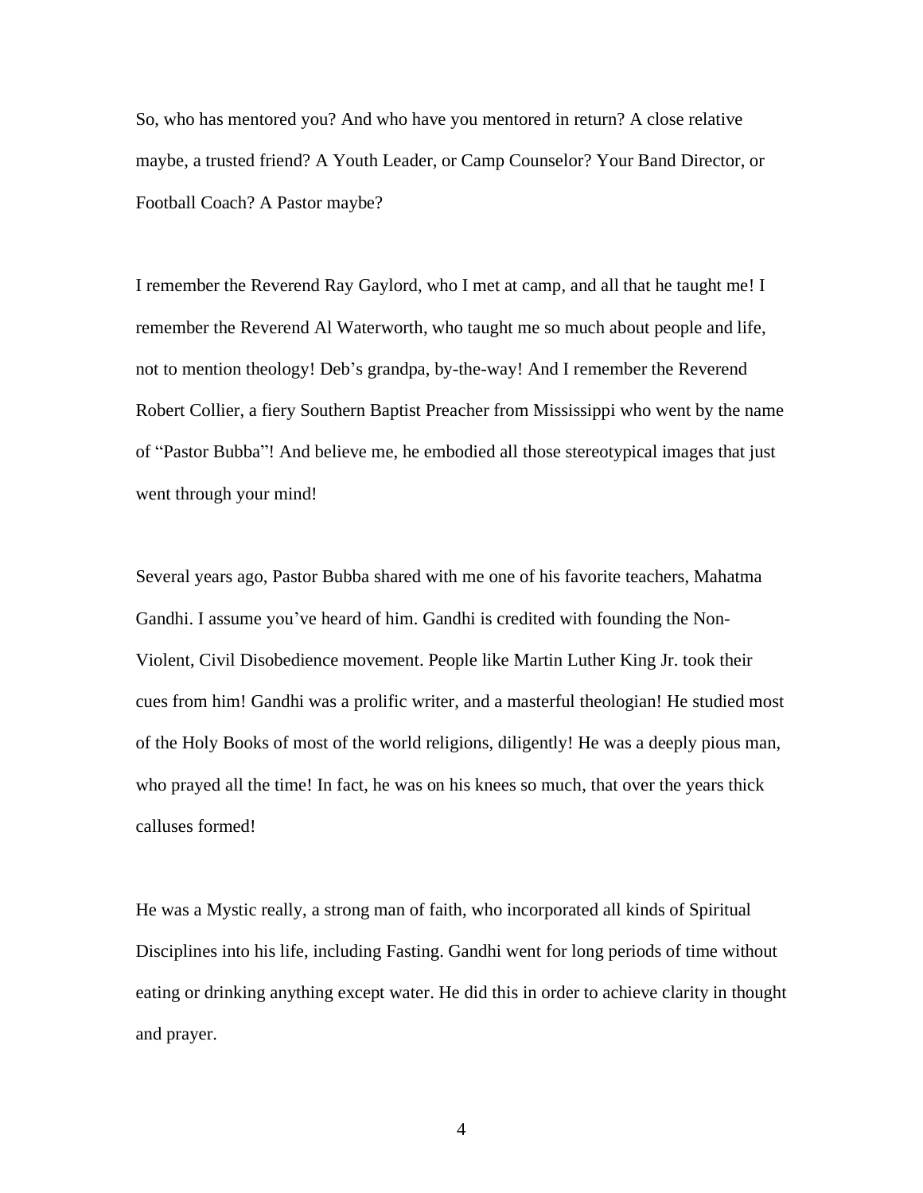So, who has mentored you? And who have you mentored in return? A close relative maybe, a trusted friend? A Youth Leader, or Camp Counselor? Your Band Director, or Football Coach? A Pastor maybe?

I remember the Reverend Ray Gaylord, who I met at camp, and all that he taught me! I remember the Reverend Al Waterworth, who taught me so much about people and life, not to mention theology! Deb's grandpa, by-the-way! And I remember the Reverend Robert Collier, a fiery Southern Baptist Preacher from Mississippi who went by the name of "Pastor Bubba"! And believe me, he embodied all those stereotypical images that just went through your mind!

Several years ago, Pastor Bubba shared with me one of his favorite teachers, Mahatma Gandhi. I assume you've heard of him. Gandhi is credited with founding the Non-Violent, Civil Disobedience movement. People like Martin Luther King Jr. took their cues from him! Gandhi was a prolific writer, and a masterful theologian! He studied most of the Holy Books of most of the world religions, diligently! He was a deeply pious man, who prayed all the time! In fact, he was on his knees so much, that over the years thick calluses formed!

He was a Mystic really, a strong man of faith, who incorporated all kinds of Spiritual Disciplines into his life, including Fasting. Gandhi went for long periods of time without eating or drinking anything except water. He did this in order to achieve clarity in thought and prayer.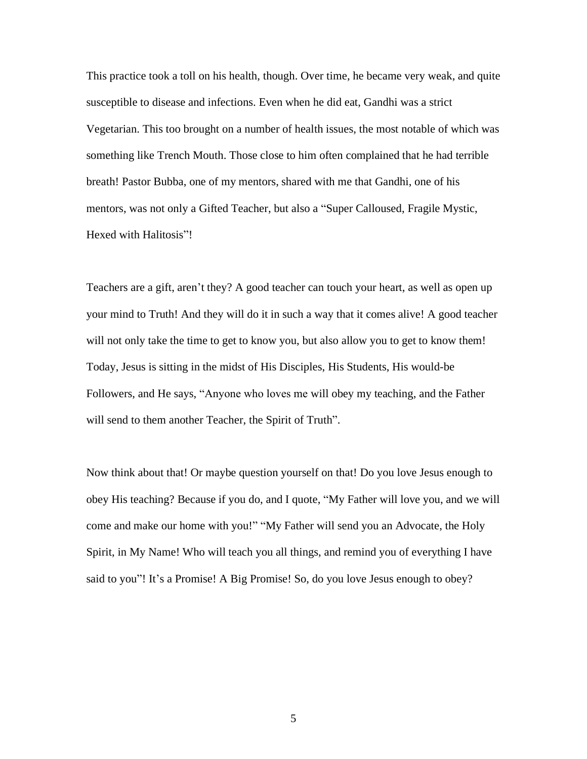This practice took a toll on his health, though. Over time, he became very weak, and quite susceptible to disease and infections. Even when he did eat, Gandhi was a strict Vegetarian. This too brought on a number of health issues, the most notable of which was something like Trench Mouth. Those close to him often complained that he had terrible breath! Pastor Bubba, one of my mentors, shared with me that Gandhi, one of his mentors, was not only a Gifted Teacher, but also a "Super Calloused, Fragile Mystic, Hexed with Halitosis"!

Teachers are a gift, aren't they? A good teacher can touch your heart, as well as open up your mind to Truth! And they will do it in such a way that it comes alive! A good teacher will not only take the time to get to know you, but also allow you to get to know them! Today, Jesus is sitting in the midst of His Disciples, His Students, His would-be Followers, and He says, "Anyone who loves me will obey my teaching, and the Father will send to them another Teacher, the Spirit of Truth".

Now think about that! Or maybe question yourself on that! Do you love Jesus enough to obey His teaching? Because if you do, and I quote, "My Father will love you, and we will come and make our home with you!" "My Father will send you an Advocate, the Holy Spirit, in My Name! Who will teach you all things, and remind you of everything I have said to you"! It's a Promise! A Big Promise! So, do you love Jesus enough to obey?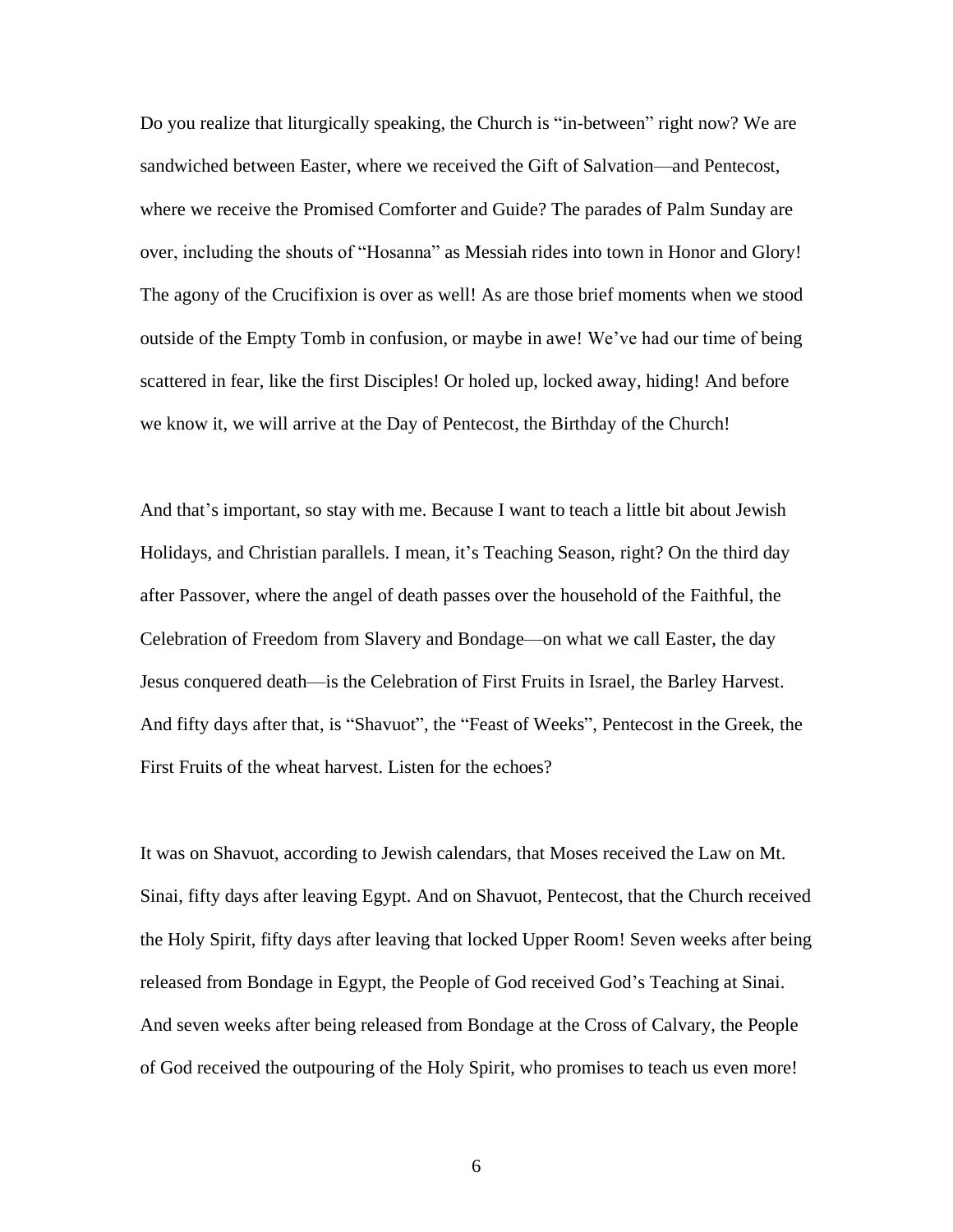Do you realize that liturgically speaking, the Church is "in-between" right now? We are sandwiched between Easter, where we received the Gift of Salvation—and Pentecost, where we receive the Promised Comforter and Guide? The parades of Palm Sunday are over, including the shouts of "Hosanna" as Messiah rides into town in Honor and Glory! The agony of the Crucifixion is over as well! As are those brief moments when we stood outside of the Empty Tomb in confusion, or maybe in awe! We've had our time of being scattered in fear, like the first Disciples! Or holed up, locked away, hiding! And before we know it, we will arrive at the Day of Pentecost, the Birthday of the Church!

And that's important, so stay with me. Because I want to teach a little bit about Jewish Holidays, and Christian parallels. I mean, it's Teaching Season, right? On the third day after Passover, where the angel of death passes over the household of the Faithful, the Celebration of Freedom from Slavery and Bondage—on what we call Easter, the day Jesus conquered death—is the Celebration of First Fruits in Israel, the Barley Harvest. And fifty days after that, is "Shavuot", the "Feast of Weeks", Pentecost in the Greek, the First Fruits of the wheat harvest. Listen for the echoes?

It was on Shavuot, according to Jewish calendars, that Moses received the Law on Mt. Sinai, fifty days after leaving Egypt. And on Shavuot, Pentecost, that the Church received the Holy Spirit, fifty days after leaving that locked Upper Room! Seven weeks after being released from Bondage in Egypt, the People of God received God's Teaching at Sinai. And seven weeks after being released from Bondage at the Cross of Calvary, the People of God received the outpouring of the Holy Spirit, who promises to teach us even more!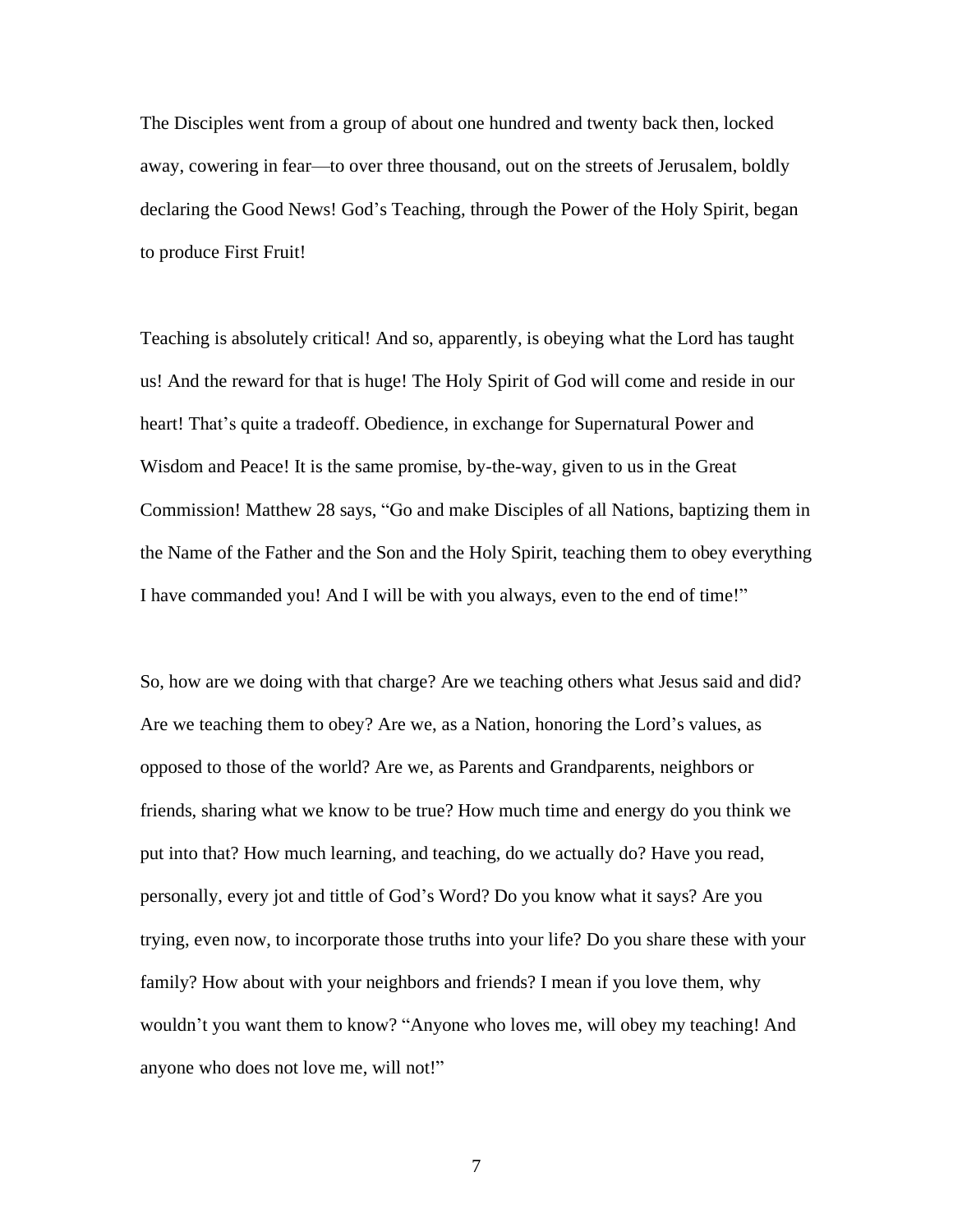The Disciples went from a group of about one hundred and twenty back then, locked away, cowering in fear—to over three thousand, out on the streets of Jerusalem, boldly declaring the Good News! God's Teaching, through the Power of the Holy Spirit, began to produce First Fruit!

Teaching is absolutely critical! And so, apparently, is obeying what the Lord has taught us! And the reward for that is huge! The Holy Spirit of God will come and reside in our heart! That's quite a tradeoff. Obedience, in exchange for Supernatural Power and Wisdom and Peace! It is the same promise, by-the-way, given to us in the Great Commission! Matthew 28 says, "Go and make Disciples of all Nations, baptizing them in the Name of the Father and the Son and the Holy Spirit, teaching them to obey everything I have commanded you! And I will be with you always, even to the end of time!"

So, how are we doing with that charge? Are we teaching others what Jesus said and did? Are we teaching them to obey? Are we, as a Nation, honoring the Lord's values, as opposed to those of the world? Are we, as Parents and Grandparents, neighbors or friends, sharing what we know to be true? How much time and energy do you think we put into that? How much learning, and teaching, do we actually do? Have you read, personally, every jot and tittle of God's Word? Do you know what it says? Are you trying, even now, to incorporate those truths into your life? Do you share these with your family? How about with your neighbors and friends? I mean if you love them, why wouldn't you want them to know? "Anyone who loves me, will obey my teaching! And anyone who does not love me, will not!"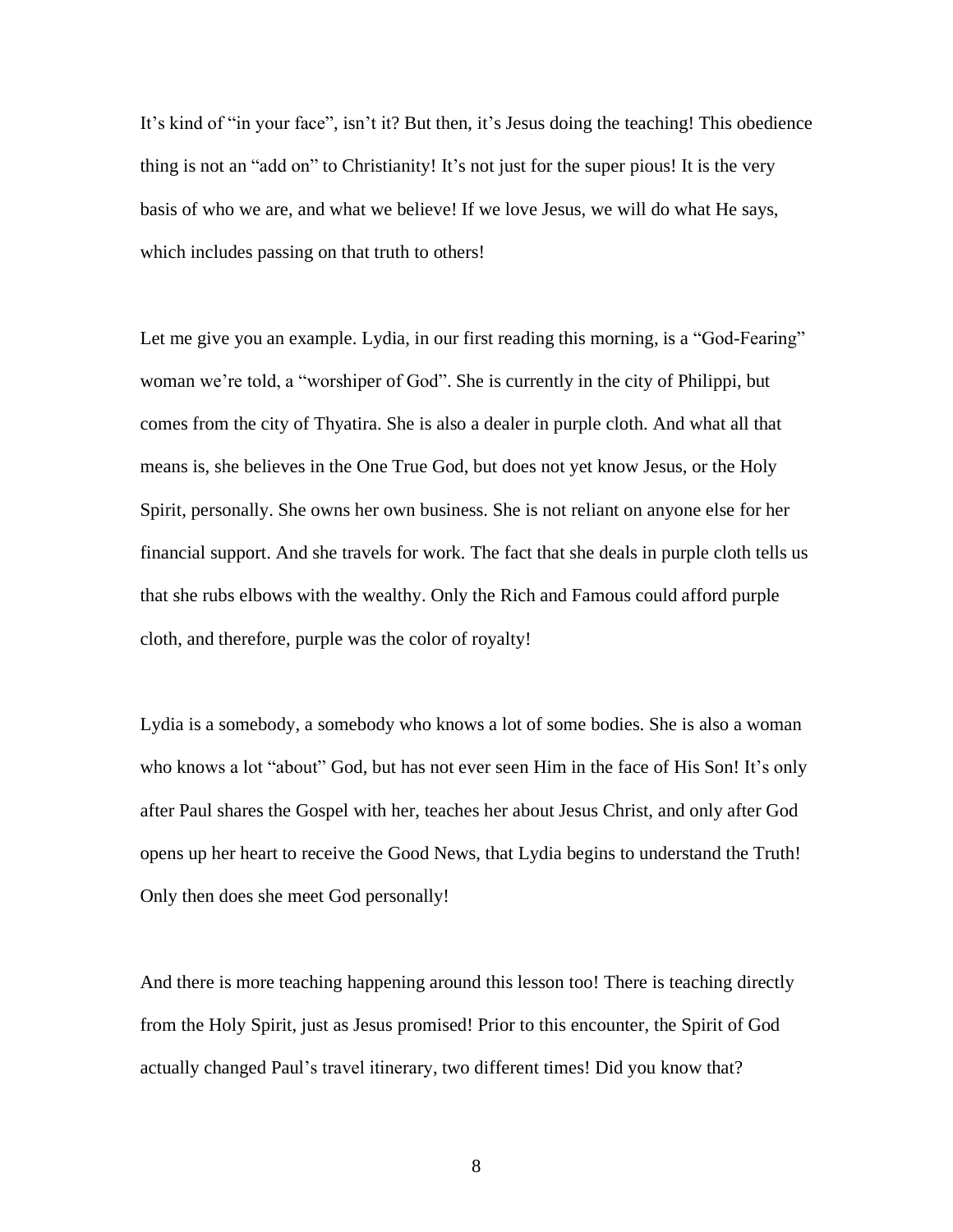It’s kind of “in your face”, isn’t it? But then, it’s Jesus doing the teaching! This obedience thing is not an “add on” to Christianity! It’s not just for the super pious! It is the very basis of who we are, and what we believe! If we love Jesus, we will do what He says, which includes passing on that truth to others!

Let me give you an example. Lydia, in our first reading this morning, is a “God-Fearing” woman we’re told, a “worshiper of God”. She is currently in the city of Philippi, but comes from the city of Thyatira. She is also a dealer in purple cloth. And what all that means is, she believes in the One True God, but does not yet know Jesus, or the Holy Spirit, personally. She owns her own business. She is not reliant on anyone else for her financial support. And she travels for work. The fact that she deals in purple cloth tells us that she rubs elbows with the wealthy. Only the Rich and Famous could afford purple cloth, and therefore, purple was the color of royalty!

Lydia is a somebody, a somebody who knows a lot of some bodies. She is also a woman who knows a lot “about” God, but has not ever seen Him in the face of His Son! It’s only after Paul shares the Gospel with her, teaches her about Jesus Christ, and only after God opens up her heart to receive the Good News, that Lydia begins to understand the Truth! Only then does she meet God personally!

And there is more teaching happening around this lesson too! There is teaching directly from the Holy Spirit, just as Jesus promised! Prior to this encounter, the Spirit of God actually changed Paul’s travel itinerary, two different times! Did you know that?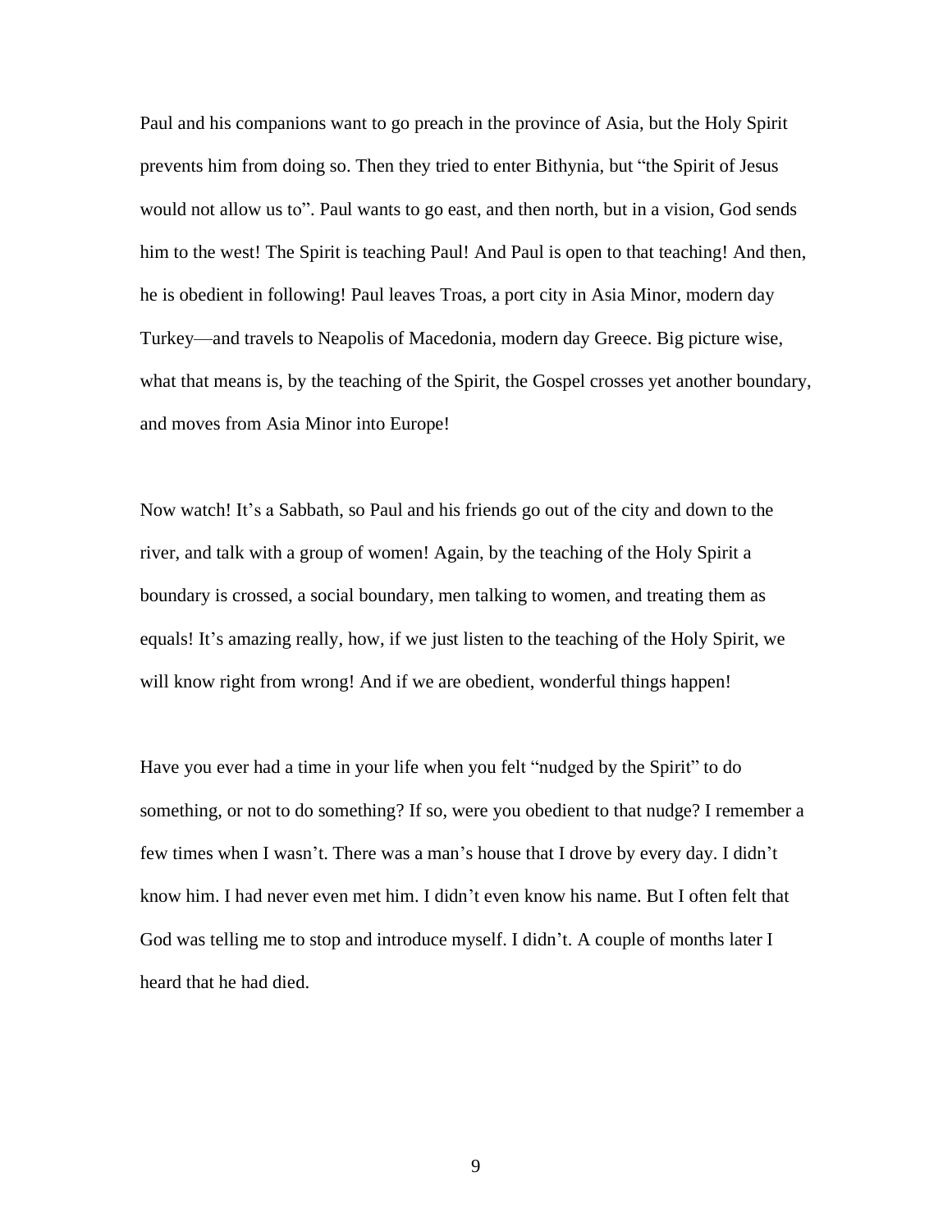Paul and his companions want to go preach in the province of Asia, but the Holy Spirit prevents him from doing so. Then they tried to enter Bithynia, but "the Spirit of Jesus would not allow us to". Paul wants to go east, and then north, but in a vision, God sends him to the west! The Spirit is teaching Paul! And Paul is open to that teaching! And then, he is obedient in following! Paul leaves Troas, a port city in Asia Minor, modern day Turkey—and travels to Neapolis of Macedonia, modern day Greece. Big picture wise, what that means is, by the teaching of the Spirit, the Gospel crosses yet another boundary, and moves from Asia Minor into Europe!

Now watch! It's a Sabbath, so Paul and his friends go out of the city and down to the river, and talk with a group of women! Again, by the teaching of the Holy Spirit a boundary is crossed, a social boundary, men talking to women, and treating them as equals! It's amazing really, how, if we just listen to the teaching of the Holy Spirit, we will know right from wrong! And if we are obedient, wonderful things happen!

Have you ever had a time in your life when you felt "nudged by the Spirit" to do something, or not to do something? If so, were you obedient to that nudge? I remember a few times when I wasn't. There was a man's house that I drove by every day. I didn't know him. I had never even met him. I didn't even know his name. But I often felt that God was telling me to stop and introduce myself. I didn't. A couple of months later I heard that he had died.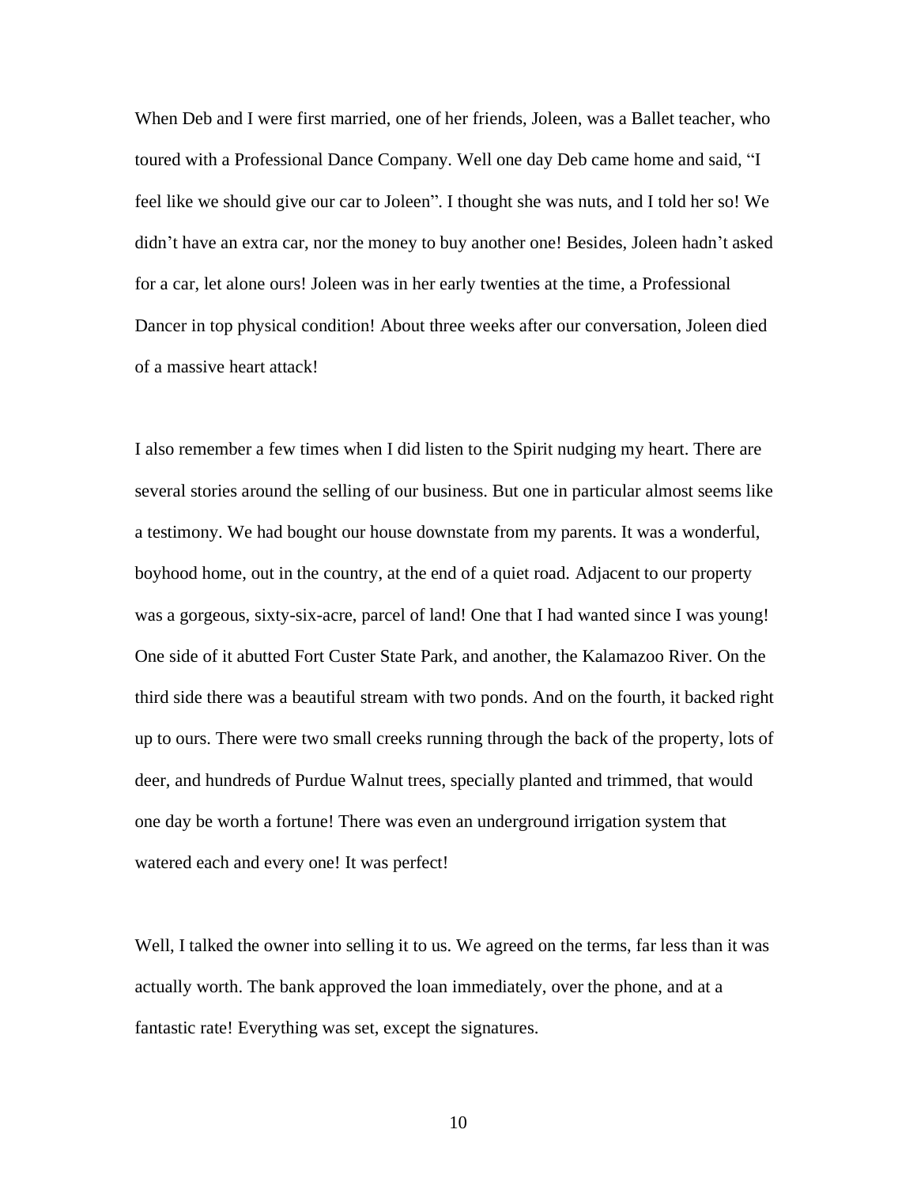When Deb and I were first married, one of her friends, Joleen, was a Ballet teacher, who toured with a Professional Dance Company. Well one day Deb came home and said, "I feel like we should give our car to Joleen". I thought she was nuts, and I told her so! We didn't have an extra car, nor the money to buy another one! Besides, Joleen hadn't asked for a car, let alone ours! Joleen was in her early twenties at the time, a Professional Dancer in top physical condition! About three weeks after our conversation, Joleen died of a massive heart attack!

I also remember a few times when I did listen to the Spirit nudging my heart. There are several stories around the selling of our business. But one in particular almost seems like a testimony. We had bought our house downstate from my parents. It was a wonderful, boyhood home, out in the country, at the end of a quiet road. Adjacent to our property was a gorgeous, sixty-six-acre, parcel of land! One that I had wanted since I was young! One side of it abutted Fort Custer State Park, and another, the Kalamazoo River. On the third side there was a beautiful stream with two ponds. And on the fourth, it backed right up to ours. There were two small creeks running through the back of the property, lots of deer, and hundreds of Purdue Walnut trees, specially planted and trimmed, that would one day be worth a fortune! There was even an underground irrigation system that watered each and every one! It was perfect!

Well, I talked the owner into selling it to us. We agreed on the terms, far less than it was actually worth. The bank approved the loan immediately, over the phone, and at a fantastic rate! Everything was set, except the signatures.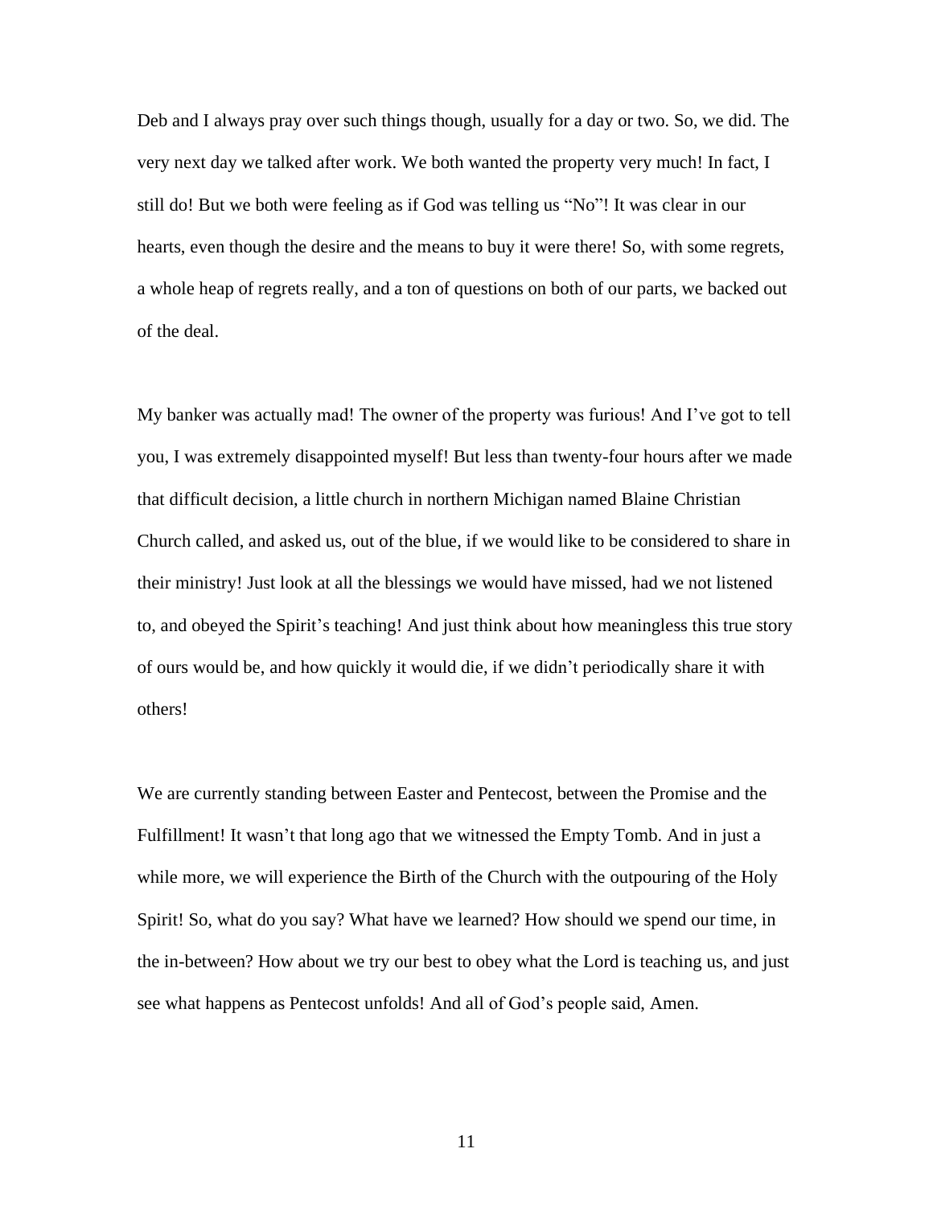Deb and I always pray over such things though, usually for a day or two. So, we did. The very next day we talked after work. We both wanted the property very much! In fact, I still do! But we both were feeling as if God was telling us "No"! It was clear in our hearts, even though the desire and the means to buy it were there! So, with some regrets, a whole heap of regrets really, and a ton of questions on both of our parts, we backed out of the deal.

My banker was actually mad! The owner of the property was furious! And I've got to tell you, I was extremely disappointed myself! But less than twenty-four hours after we made that difficult decision, a little church in northern Michigan named Blaine Christian Church called, and asked us, out of the blue, if we would like to be considered to share in their ministry! Just look at all the blessings we would have missed, had we not listened to, and obeyed the Spirit's teaching! And just think about how meaningless this true story of ours would be, and how quickly it would die, if we didn't periodically share it with others!

We are currently standing between Easter and Pentecost, between the Promise and the Fulfillment! It wasn't that long ago that we witnessed the Empty Tomb. And in just a while more, we will experience the Birth of the Church with the outpouring of the Holy Spirit! So, what do you say? What have we learned? How should we spend our time, in the in-between? How about we try our best to obey what the Lord is teaching us, and just see what happens as Pentecost unfolds! And all of God's people said, Amen.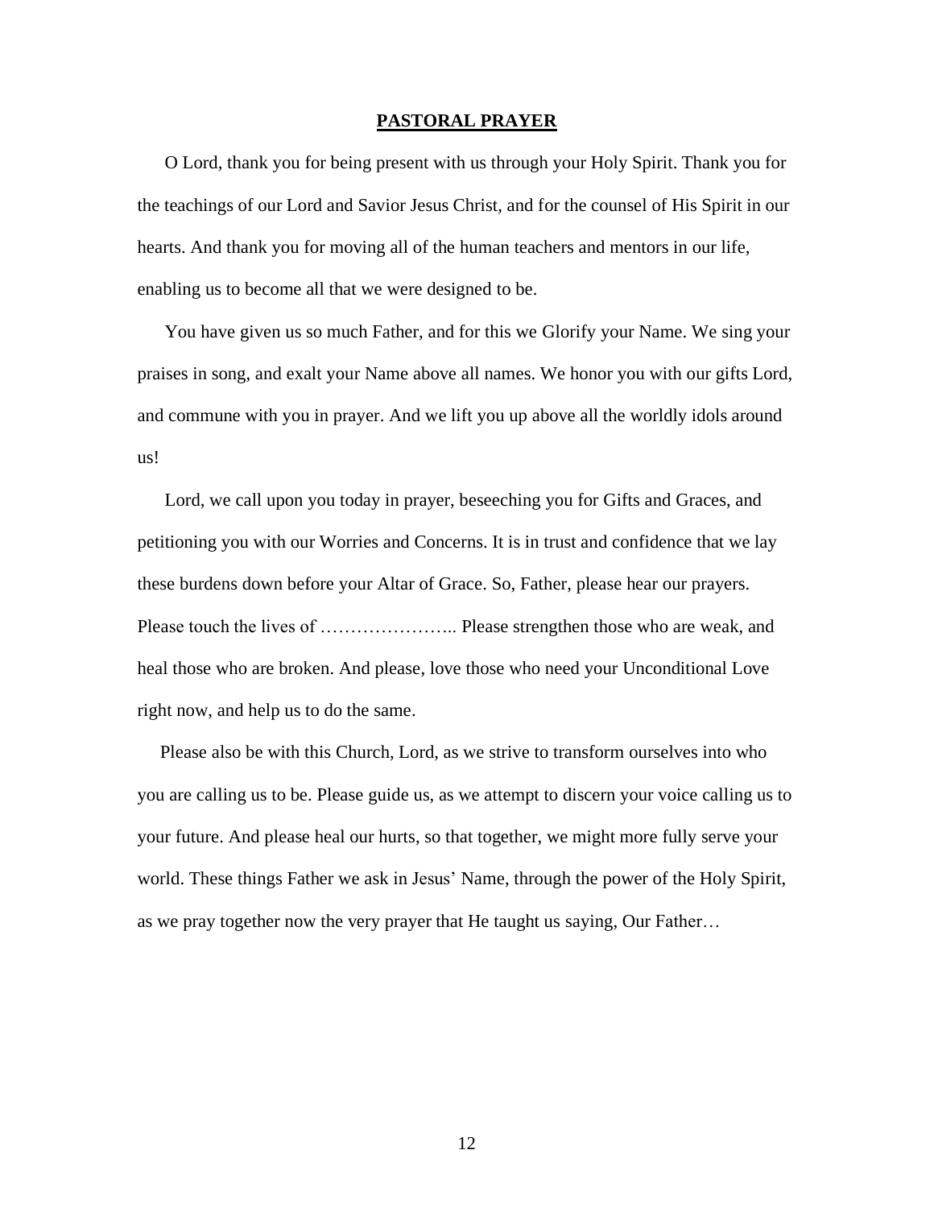**PASTORAL PRAYER**

O Lord, thank you for being present with us through your Holy Spirit. Thank you for the teachings of our Lord and Savior Jesus Christ, and for the counsel of His Spirit in our hearts. And thank you for moving all of the human teachers and mentors in our life, enabling us to become all that we were designed to be.

You have given us so much Father, and for this we Glorify your Name. We sing your praises in song, and exalt your Name above all names. We honor you with our gifts Lord, and commune with you in prayer. And we lift you up above all the worldly idols around us!

Lord, we call upon you today in prayer, beseeching you for Gifts and Graces, and petitioning you with our Worries and Concerns. It is in trust and confidence that we lay these burdens down before your Altar of Grace. So, Father, please hear our prayers. Please touch the lives of ………………….. Please strengthen those who are weak, and heal those who are broken. And please, love those who need your Unconditional Love right now, and help us to do the same.

Please also be with this Church, Lord, as we strive to transform ourselves into who you are calling us to be. Please guide us, as we attempt to discern your voice calling us to your future. And please heal our hurts, so that together, we might more fully serve your world. These things Father we ask in Jesus' Name, through the power of the Holy Spirit, as we pray together now the very prayer that He taught us saying, Our Father…